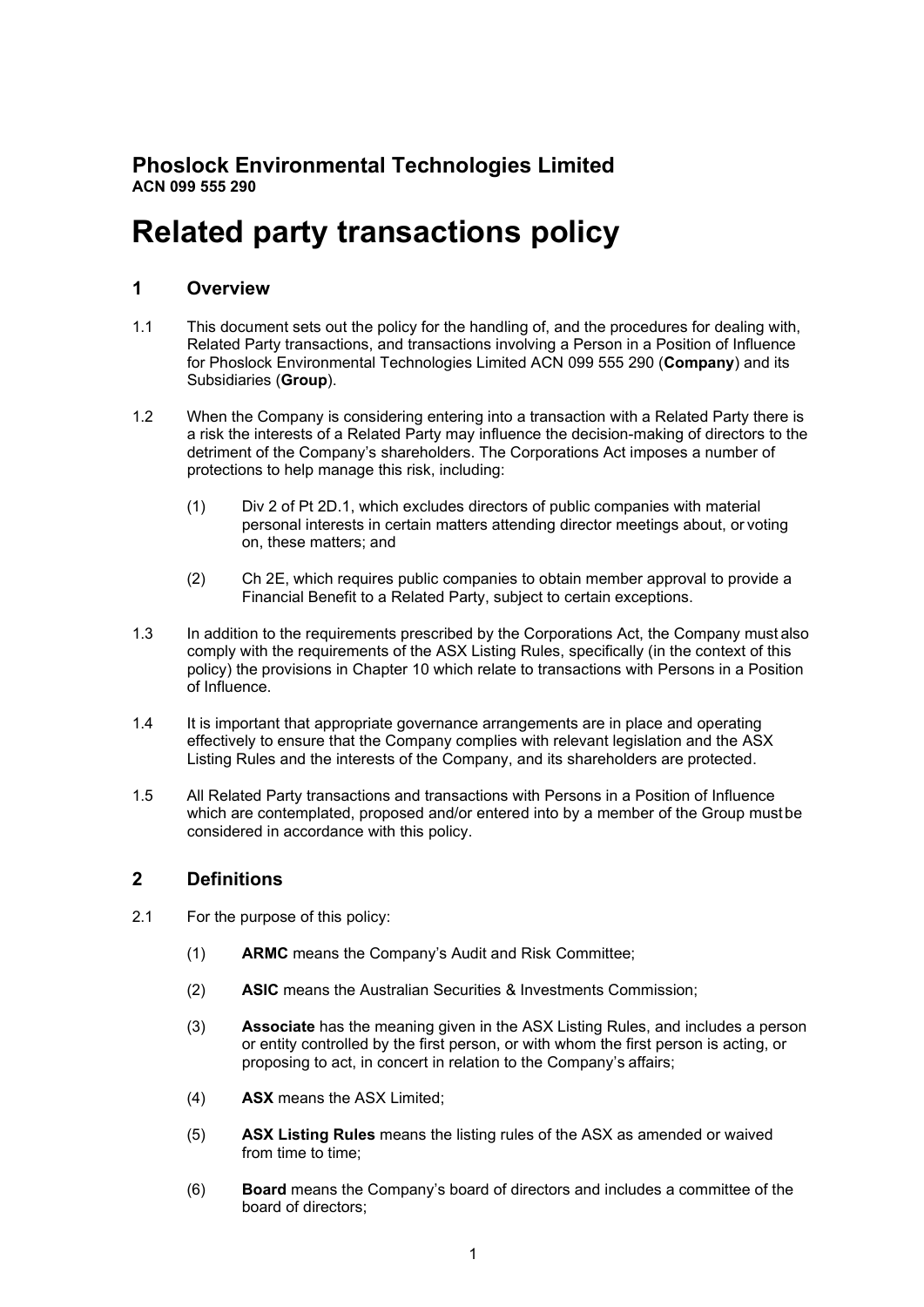# Phoslock Environmental Technologies Limited

**ACN 099 555 290**

# Related party transactions policy

## 1 Overview

1.1 This document sets out the policy for the handling of, and the procedures for dealing with, Related Party transactions, and transactions involving a Person in a Position of Influence for Phoslock Environmental Technologies Limited ACN 099 555 290 (**Company**) and its Subsidiaries (**Group**).

1.2 When the Company is considering entering into a transaction with a Related Party there is a risk the interests of a Related Party may influence the decision-making of directors to the detriment of the Company's shareholders. The Corporations Act imposes a number of protections to help manage this risk, including:

(1) Div 2 of Pt 2D.1, which excludes directors of public companies with material personal interests in certain matters attending director meetings about, or voting on, these matters; and

(2) Ch 2E, which requires public companies to obtain member approval to provide a Financial Benefit to a Related Party, subject to certain exceptions.

1.3 In addition to the requirements prescribed by the Corporations Act, the Company must also comply with the requirements of the ASX Listing Rules, specifically (in the context of this policy) the provisions in Chapter 10 which relate to transactions with Persons in a Position of Influence.

1.4 It is important that appropriate governance arrangements are in place and operating effectively to ensure that the Company complies with relevant legislation and the ASX Listing Rules and the interests of the Company, and its shareholders are protected.

1.5 All Related Party transactions and transactions with Persons in a Position of Influence which are contemplated, proposed and/or entered into by a member of the Group must be considered in accordance with this policy.

## 2 Definitions

2.1 For the purpose of this policy:

(1) **ARMC** means the Company's Audit and Risk Committee;

(2) **ASIC** means the Australian Securities & Investments Commission;

(3) **Associate** has the meaning given in the ASX Listing Rules, and includes a person or entity controlled by the first person, or with whom the first person is acting, or proposing to act, in concert in relation to the Company's affairs;

(4) **ASX** means the ASX Limited;

(5) **ASX Listing Rules** means the listing rules of the ASX as amended or waived from time to time;

(6) **Board** means the Company's board of directors and includes a committee of the board of directors;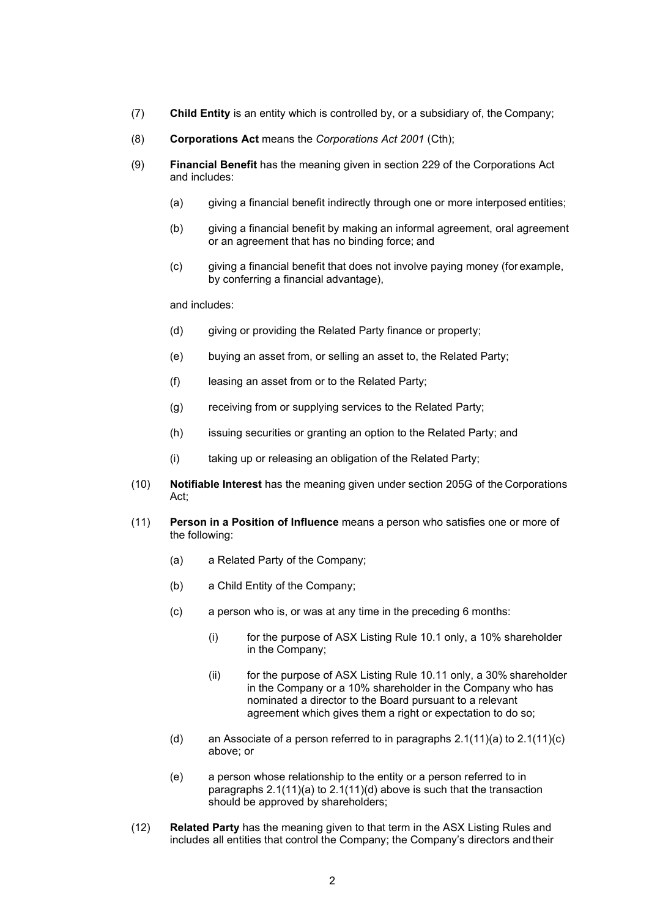(7) **Child Entity** is an entity which is controlled by, or a subsidiary of, the Company;

(8) **Corporations Act** means the *Corporations Act 2001* (Cth);

(9) **Financial Benefit** has the meaning given in section 229 of the Corporations Act and includes:

   (a) giving a financial benefit indirectly through one or more interposed entities;

   (b) giving a financial benefit by making an informal agreement, oral agreement or an agreement that has no binding force; and

   (c) giving a financial benefit that does not involve paying money (for example, by conferring a financial advantage),

   and includes:

   (d) giving or providing the Related Party finance or property;

   (e) buying an asset from, or selling an asset to, the Related Party;

   (f) leasing an asset from or to the Related Party;

   (g) receiving from or supplying services to the Related Party;

   (h) issuing securities or granting an option to the Related Party; and

   (i) taking up or releasing an obligation of the Related Party;

(10) **Notifiable Interest** has the meaning given under section 205G of the Corporations Act;

(11) **Person in a Position of Influence** means a person who satisfies one or more of the following:

   (a) a Related Party of the Company;

   (b) a Child Entity of the Company;

   (c) a person who is, or was at any time in the preceding 6 months:

      (i) for the purpose of ASX Listing Rule 10.1 only, a 10% shareholder in the Company;

      (ii) for the purpose of ASX Listing Rule 10.11 only, a 30% shareholder in the Company or a 10% shareholder in the Company who has nominated a director to the Board pursuant to a relevant agreement which gives them a right or expectation to do so;

   (d) an Associate of a person referred to in paragraphs 2.1(11)(a) to 2.1(11)(c) above; or

   (e) a person whose relationship to the entity or a person referred to in paragraphs 2.1(11)(a) to 2.1(11)(d) above is such that the transaction should be approved by shareholders;

(12) **Related Party** has the meaning given to that term in the ASX Listing Rules and includes all entities that control the Company; the Company's directors and their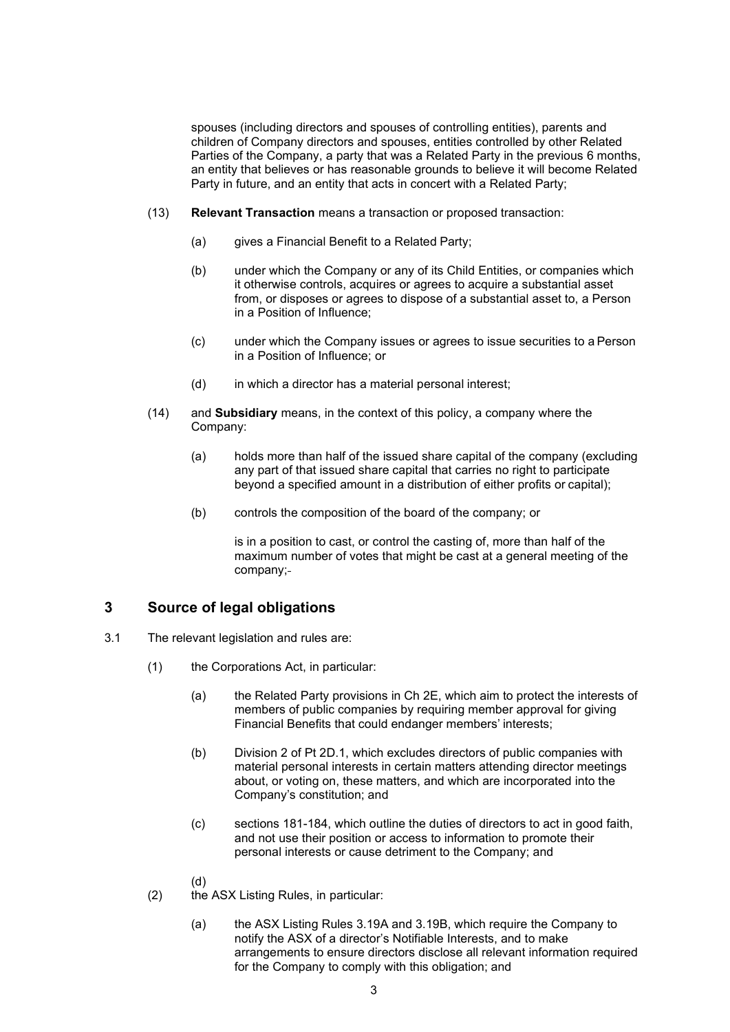spouses (including directors and spouses of controlling entities), parents and children of Company directors and spouses, entities controlled by other Related Parties of the Company, a party that was a Related Party in the previous 6 months, an entity that believes or has reasonable grounds to believe it will become Related Party in future, and an entity that acts in concert with a Related Party;

(13) **Relevant Transaction** means a transaction or proposed transaction:

(a) gives a Financial Benefit to a Related Party;

(b) under which the Company or any of its Child Entities, or companies which it otherwise controls, acquires or agrees to acquire a substantial asset from, or disposes or agrees to dispose of a substantial asset to, a Person in a Position of Influence;

(c) under which the Company issues or agrees to issue securities to a Person in a Position of Influence; or

(d) in which a director has a material personal interest;

(14) and **Subsidiary** means, in the context of this policy, a company where the Company:

(a) holds more than half of the issued share capital of the company (excluding any part of that issued share capital that carries no right to participate beyond a specified amount in a distribution of either profits or capital);

(b) controls the composition of the board of the company; or

is in a position to cast, or control the casting of, more than half of the maximum number of votes that might be cast at a general meeting of the company;-

## 3 Source of legal obligations

3.1 The relevant legislation and rules are:

(1) the Corporations Act, in particular:

(a) the Related Party provisions in Ch 2E, which aim to protect the interests of members of public companies by requiring member approval for giving Financial Benefits that could endanger members' interests;

(b) Division 2 of Pt 2D.1, which excludes directors of public companies with material personal interests in certain matters attending director meetings about, or voting on, these matters, and which are incorporated into the Company's constitution; and

(c) sections 181-184, which outline the duties of directors to act in good faith, and not use their position or access to information to promote their personal interests or cause detriment to the Company; and

(d)

(2) the ASX Listing Rules, in particular:

(a) the ASX Listing Rules 3.19A and 3.19B, which require the Company to notify the ASX of a director's Notifiable Interests, and to make arrangements to ensure directors disclose all relevant information required for the Company to comply with this obligation; and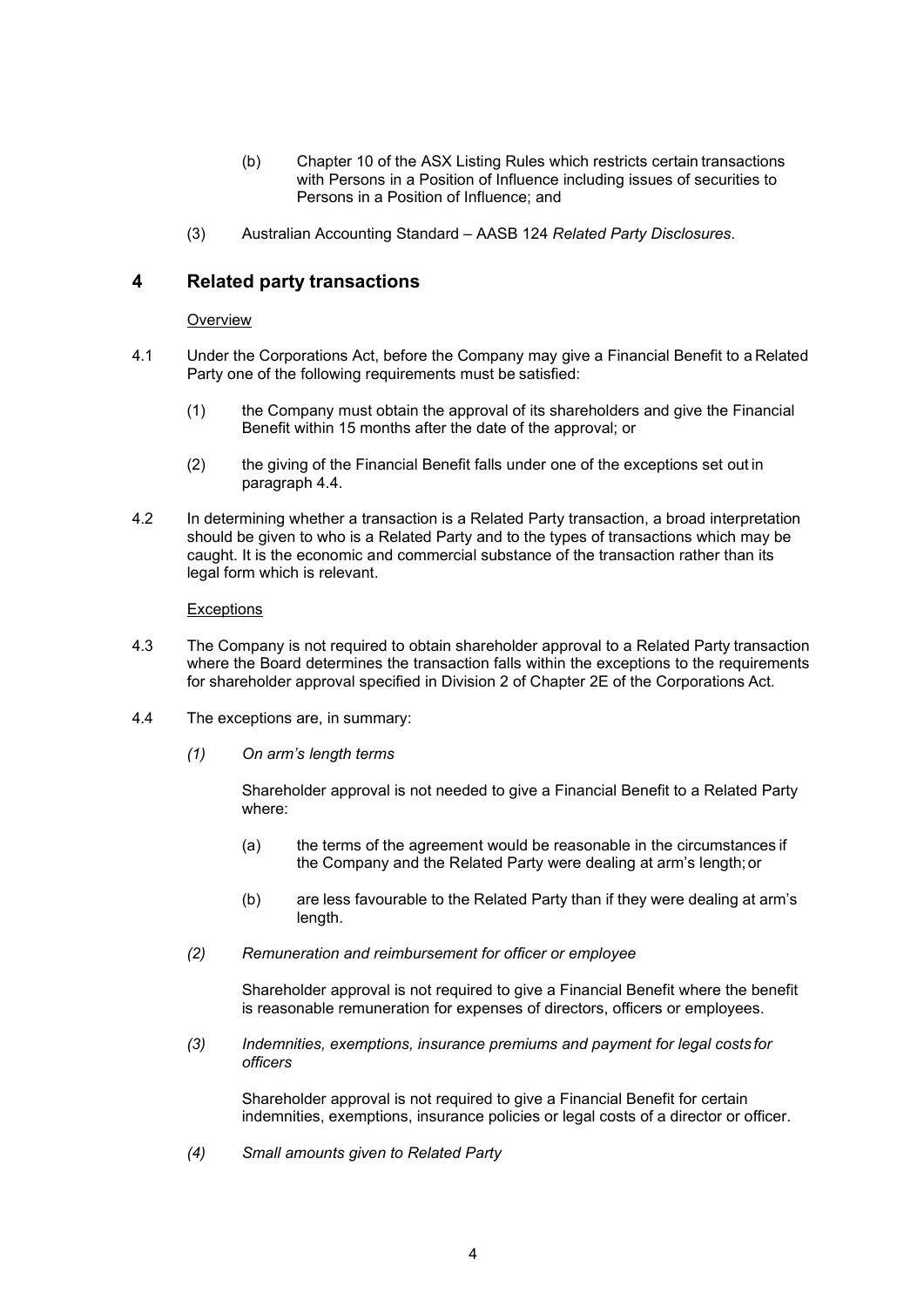(b) Chapter 10 of the ASX Listing Rules which restricts certain transactions with Persons in a Position of Influence including issues of securities to Persons in a Position of Influence; and

(3) Australian Accounting Standard – AASB 124 *Related Party Disclosures*.

## 4 Related party transactions

Overview

4.1 Under the Corporations Act, before the Company may give a Financial Benefit to a Related Party one of the following requirements must be satisfied:

(1) the Company must obtain the approval of its shareholders and give the Financial Benefit within 15 months after the date of the approval; or

(2) the giving of the Financial Benefit falls under one of the exceptions set out in paragraph 4.4.

4.2 In determining whether a transaction is a Related Party transaction, a broad interpretation should be given to who is a Related Party and to the types of transactions which may be caught. It is the economic and commercial substance of the transaction rather than its legal form which is relevant.

Exceptions

4.3 The Company is not required to obtain shareholder approval to a Related Party transaction where the Board determines the transaction falls within the exceptions to the requirements for shareholder approval specified in Division 2 of Chapter 2E of the Corporations Act.

4.4 The exceptions are, in summary:

*(1) On arm's length terms*

Shareholder approval is not needed to give a Financial Benefit to a Related Party where:

(a) the terms of the agreement would be reasonable in the circumstances if the Company and the Related Party were dealing at arm's length; or

(b) are less favourable to the Related Party than if they were dealing at arm's length.

*(2) Remuneration and reimbursement for officer or employee*

Shareholder approval is not required to give a Financial Benefit where the benefit is reasonable remuneration for expenses of directors, officers or employees.

*(3) Indemnities, exemptions, insurance premiums and payment for legal costs for officers*

Shareholder approval is not required to give a Financial Benefit for certain indemnities, exemptions, insurance policies or legal costs of a director or officer.

*(4) Small amounts given to Related Party*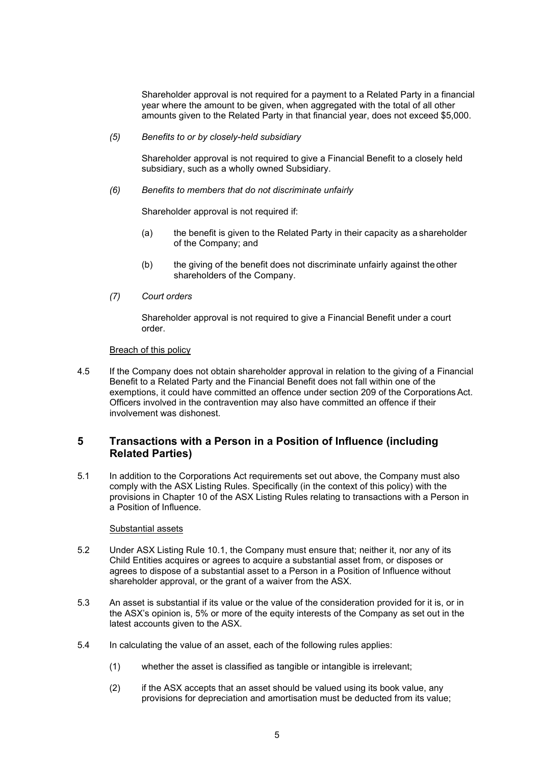Shareholder approval is not required for a payment to a Related Party in a financial year where the amount to be given, when aggregated with the total of all other amounts given to the Related Party in that financial year, does not exceed $5,000.

*(5) Benefits to or by closely-held subsidiary*

Shareholder approval is not required to give a Financial Benefit to a closely held subsidiary, such as a wholly owned Subsidiary.

*(6) Benefits to members that do not discriminate unfairly*

Shareholder approval is not required if:

(a) the benefit is given to the Related Party in their capacity as a shareholder of the Company; and

(b) the giving of the benefit does not discriminate unfairly against the other shareholders of the Company.

*(7) Court orders*

Shareholder approval is not required to give a Financial Benefit under a court order.

<u>Breach of this policy</u>

4.5 If the Company does not obtain shareholder approval in relation to the giving of a Financial Benefit to a Related Party and the Financial Benefit does not fall within one of the exemptions, it could have committed an offence under section 209 of the Corporations Act. Officers involved in the contravention may also have committed an offence if their involvement was dishonest.

## 5 Transactions with a Person in a Position of Influence (including Related Parties)

5.1 In addition to the Corporations Act requirements set out above, the Company must also comply with the ASX Listing Rules. Specifically (in the context of this policy) with the provisions in Chapter 10 of the ASX Listing Rules relating to transactions with a Person in a Position of Influence.

<u>Substantial assets</u>

5.2 Under ASX Listing Rule 10.1, the Company must ensure that; neither it, nor any of its Child Entities acquires or agrees to acquire a substantial asset from, or disposes or agrees to dispose of a substantial asset to a Person in a Position of Influence without shareholder approval, or the grant of a waiver from the ASX.

5.3 An asset is substantial if its value or the value of the consideration provided for it is, or in the ASX's opinion is, 5% or more of the equity interests of the Company as set out in the latest accounts given to the ASX.

5.4 In calculating the value of an asset, each of the following rules applies:

(1) whether the asset is classified as tangible or intangible is irrelevant;

(2) if the ASX accepts that an asset should be valued using its book value, any provisions for depreciation and amortisation must be deducted from its value;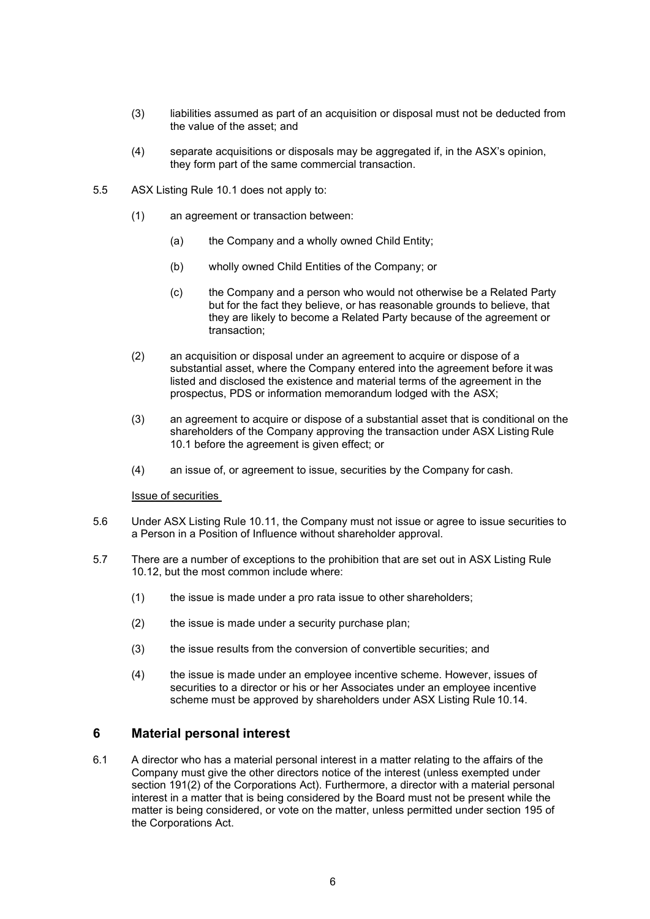(3) liabilities assumed as part of an acquisition or disposal must not be deducted from the value of the asset; and

(4) separate acquisitions or disposals may be aggregated if, in the ASX's opinion, they form part of the same commercial transaction.

5.5 ASX Listing Rule 10.1 does not apply to:

(1) an agreement or transaction between:

(a) the Company and a wholly owned Child Entity;

(b) wholly owned Child Entities of the Company; or

(c) the Company and a person who would not otherwise be a Related Party but for the fact they believe, or has reasonable grounds to believe, that they are likely to become a Related Party because of the agreement or transaction;

(2) an acquisition or disposal under an agreement to acquire or dispose of a substantial asset, where the Company entered into the agreement before it was listed and disclosed the existence and material terms of the agreement in the prospectus, PDS or information memorandum lodged with the ASX;

(3) an agreement to acquire or dispose of a substantial asset that is conditional on the shareholders of the Company approving the transaction under ASX Listing Rule 10.1 before the agreement is given effect; or

(4) an issue of, or agreement to issue, securities by the Company for cash.

<u>Issue of securities</u>

5.6 Under ASX Listing Rule 10.11, the Company must not issue or agree to issue securities to a Person in a Position of Influence without shareholder approval.

5.7 There are a number of exceptions to the prohibition that are set out in ASX Listing Rule 10.12, but the most common include where:

(1) the issue is made under a pro rata issue to other shareholders;

(2) the issue is made under a security purchase plan;

(3) the issue results from the conversion of convertible securities; and

(4) the issue is made under an employee incentive scheme. However, issues of securities to a director or his or her Associates under an employee incentive scheme must be approved by shareholders under ASX Listing Rule 10.14.

## 6 Material personal interest

6.1 A director who has a material personal interest in a matter relating to the affairs of the Company must give the other directors notice of the interest (unless exempted under section 191(2) of the Corporations Act). Furthermore, a director with a material personal interest in a matter that is being considered by the Board must not be present while the matter is being considered, or vote on the matter, unless permitted under section 195 of the Corporations Act.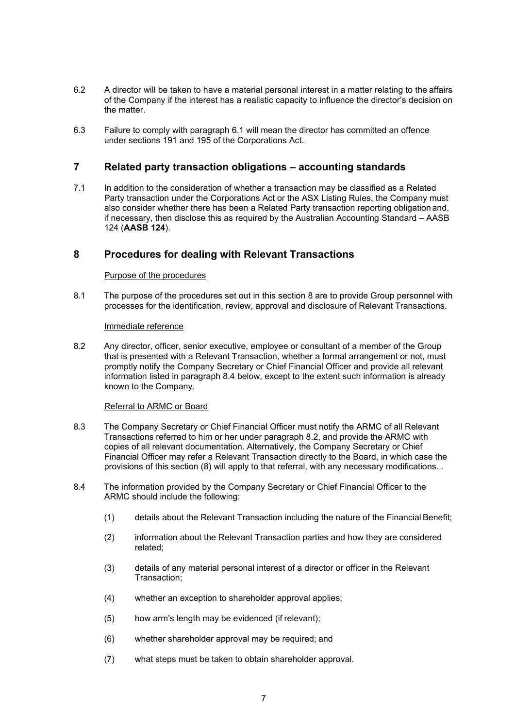6.2 A director will be taken to have a material personal interest in a matter relating to the affairs of the Company if the interest has a realistic capacity to influence the director's decision on the matter.

6.3 Failure to comply with paragraph 6.1 will mean the director has committed an offence under sections 191 and 195 of the Corporations Act.

## 7 Related party transaction obligations – accounting standards

7.1 In addition to the consideration of whether a transaction may be classified as a Related Party transaction under the Corporations Act or the ASX Listing Rules, the Company must also consider whether there has been a Related Party transaction reporting obligation and, if necessary, then disclose this as required by the Australian Accounting Standard – AASB 124 (**AASB 124**).

## 8 Procedures for dealing with Relevant Transactions

Purpose of the procedures

8.1 The purpose of the procedures set out in this section 8 are to provide Group personnel with processes for the identification, review, approval and disclosure of Relevant Transactions.

Immediate reference

8.2 Any director, officer, senior executive, employee or consultant of a member of the Group that is presented with a Relevant Transaction, whether a formal arrangement or not, must promptly notify the Company Secretary or Chief Financial Officer and provide all relevant information listed in paragraph 8.4 below, except to the extent such information is already known to the Company.

Referral to ARMC or Board

8.3 The Company Secretary or Chief Financial Officer must notify the ARMC of all Relevant Transactions referred to him or her under paragraph 8.2, and provide the ARMC with copies of all relevant documentation. Alternatively, the Company Secretary or Chief Financial Officer may refer a Relevant Transaction directly to the Board, in which case the provisions of this section (8) will apply to that referral, with any necessary modifications. .

8.4 The information provided by the Company Secretary or Chief Financial Officer to the ARMC should include the following:

(1) details about the Relevant Transaction including the nature of the Financial Benefit;

(2) information about the Relevant Transaction parties and how they are considered related;

(3) details of any material personal interest of a director or officer in the Relevant Transaction;

(4) whether an exception to shareholder approval applies;

(5) how arm's length may be evidenced (if relevant);

(6) whether shareholder approval may be required; and

(7) what steps must be taken to obtain shareholder approval.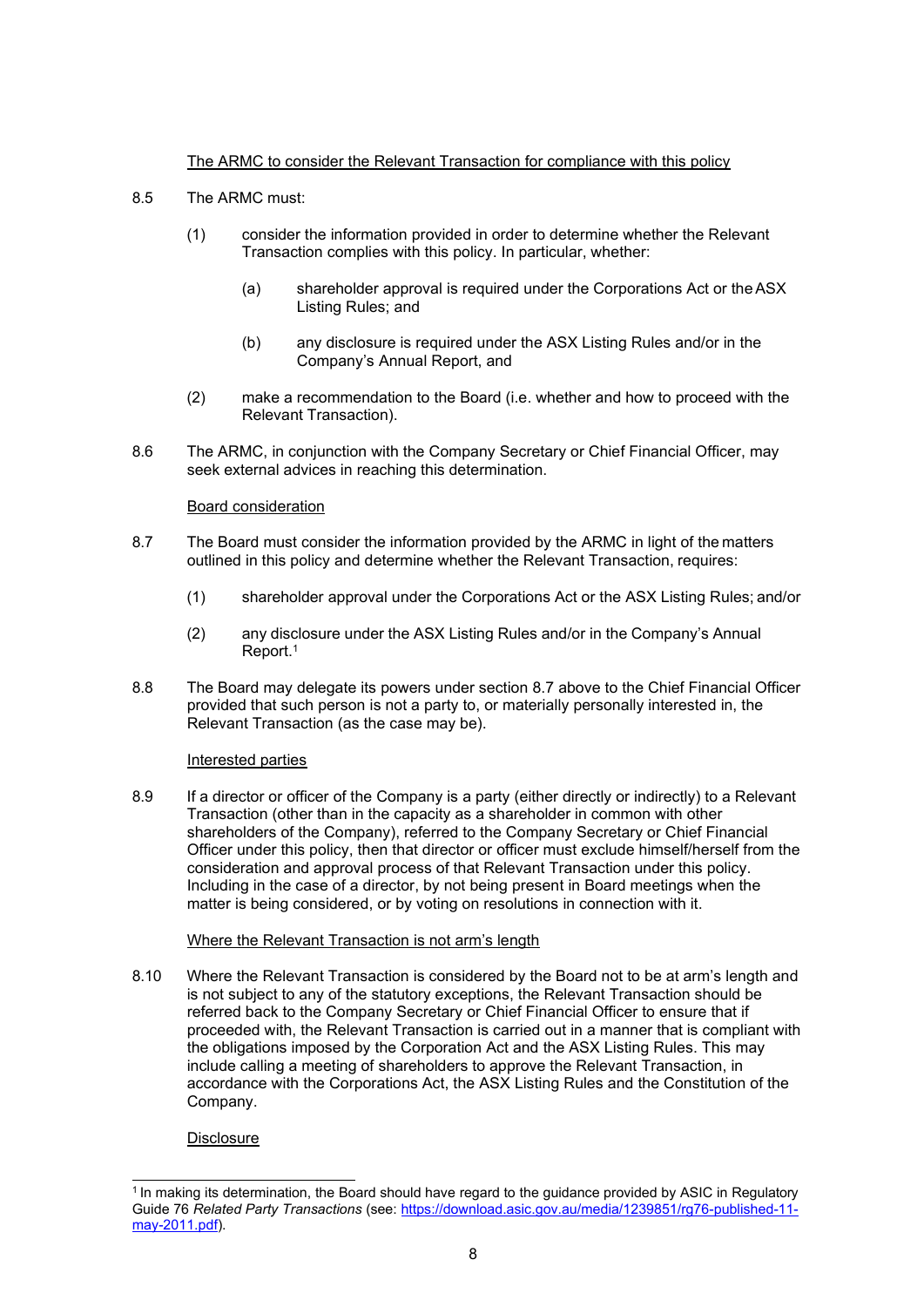<u>The ARMC to consider the Relevant Transaction for compliance with this policy</u>

8.5 The ARMC must:

(1) consider the information provided in order to determine whether the Relevant Transaction complies with this policy. In particular, whether:

(a) shareholder approval is required under the Corporations Act or the ASX Listing Rules; and

(b) any disclosure is required under the ASX Listing Rules and/or in the Company's Annual Report, and

(2) make a recommendation to the Board (i.e. whether and how to proceed with the Relevant Transaction).

8.6 The ARMC, in conjunction with the Company Secretary or Chief Financial Officer, may seek external advices in reaching this determination.

<u>Board consideration</u>

8.7 The Board must consider the information provided by the ARMC in light of the matters outlined in this policy and determine whether the Relevant Transaction, requires:

(1) shareholder approval under the Corporations Act or the ASX Listing Rules; and/or

(2) any disclosure under the ASX Listing Rules and/or in the Company's Annual Report.[1]

8.8 The Board may delegate its powers under section 8.7 above to the Chief Financial Officer provided that such person is not a party to, or materially personally interested in, the Relevant Transaction (as the case may be).

<u>Interested parties</u>

8.9 If a director or officer of the Company is a party (either directly or indirectly) to a Relevant Transaction (other than in the capacity as a shareholder in common with other shareholders of the Company), referred to the Company Secretary or Chief Financial Officer under this policy, then that director or officer must exclude himself/herself from the consideration and approval process of that Relevant Transaction under this policy. Including in the case of a director, by not being present in Board meetings when the matter is being considered, or by voting on resolutions in connection with it.

<u>Where the Relevant Transaction is not arm's length</u>

8.10 Where the Relevant Transaction is considered by the Board not to be at arm's length and is not subject to any of the statutory exceptions, the Relevant Transaction should be referred back to the Company Secretary or Chief Financial Officer to ensure that if proceeded with, the Relevant Transaction is carried out in a manner that is compliant with the obligations imposed by the Corporation Act and the ASX Listing Rules. This may include calling a meeting of shareholders to approve the Relevant Transaction, in accordance with the Corporations Act, the ASX Listing Rules and the Constitution of the Company.

<u>Disclosure</u>

---

[1] In making its determination, the Board should have regard to the guidance provided by ASIC in Regulatory Guide 76 *Related Party Transactions* (see: [https://download.asic.gov.au/media/1239851/rg76-published-11-may-2011.pdf](https://download.asic.gov.au/media/1239851/rg76-published-11-may-2011.pdf)).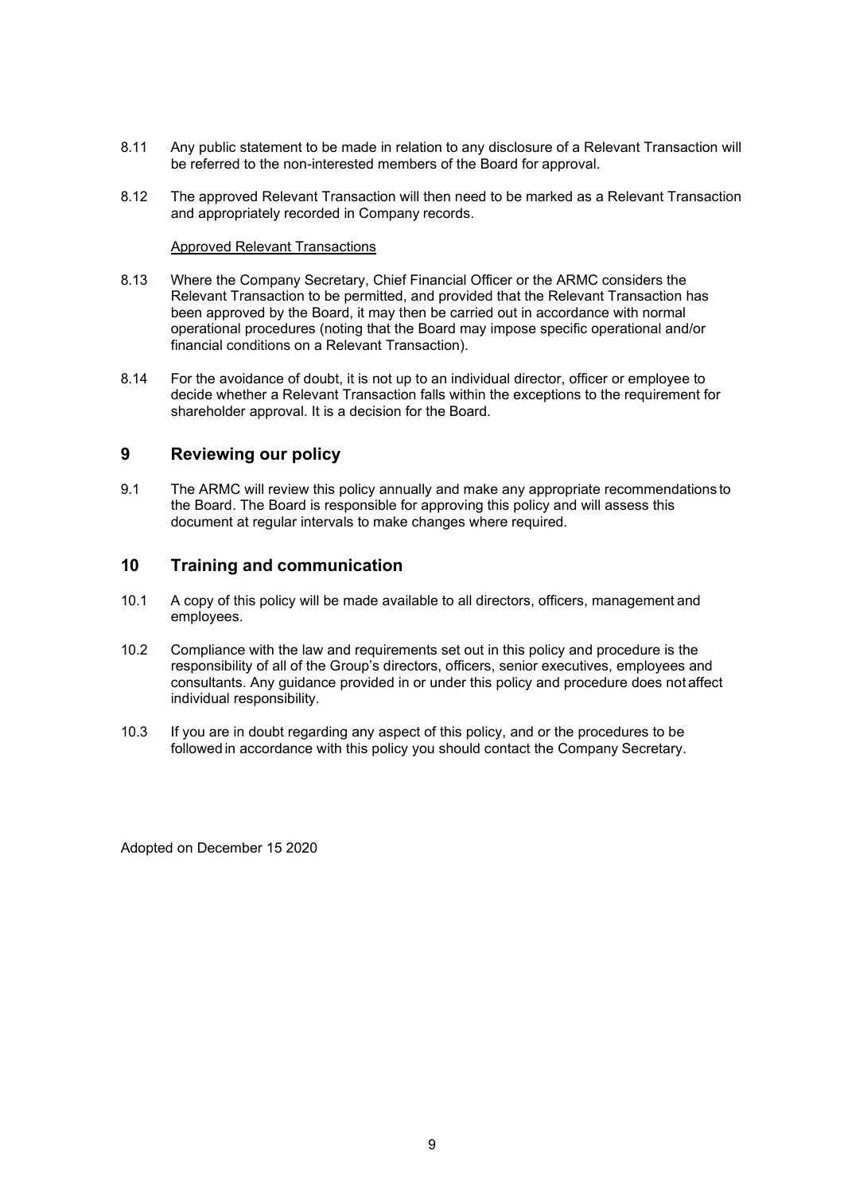8.11 Any public statement to be made in relation to any disclosure of a Relevant Transaction will be referred to the non-interested members of the Board for approval.

8.12 The approved Relevant Transaction will then need to be marked as a Relevant Transaction and appropriately recorded in Company records.

Approved Relevant Transactions

8.13 Where the Company Secretary, Chief Financial Officer or the ARMC considers the Relevant Transaction to be permitted, and provided that the Relevant Transaction has been approved by the Board, it may then be carried out in accordance with normal operational procedures (noting that the Board may impose specific operational and/or financial conditions on a Relevant Transaction).

8.14 For the avoidance of doubt, it is not up to an individual director, officer or employee to decide whether a Relevant Transaction falls within the exceptions to the requirement for shareholder approval. It is a decision for the Board.

## 9 Reviewing our policy

9.1 The ARMC will review this policy annually and make any appropriate recommendations to the Board. The Board is responsible for approving this policy and will assess this document at regular intervals to make changes where required.

## 10 Training and communication

10.1 A copy of this policy will be made available to all directors, officers, management and employees.

10.2 Compliance with the law and requirements set out in this policy and procedure is the responsibility of all of the Group's directors, officers, senior executives, employees and consultants. Any guidance provided in or under this policy and procedure does not affect individual responsibility.

10.3 If you are in doubt regarding any aspect of this policy, and or the procedures to be followed in accordance with this policy you should contact the Company Secretary.

Adopted on December 15 2020